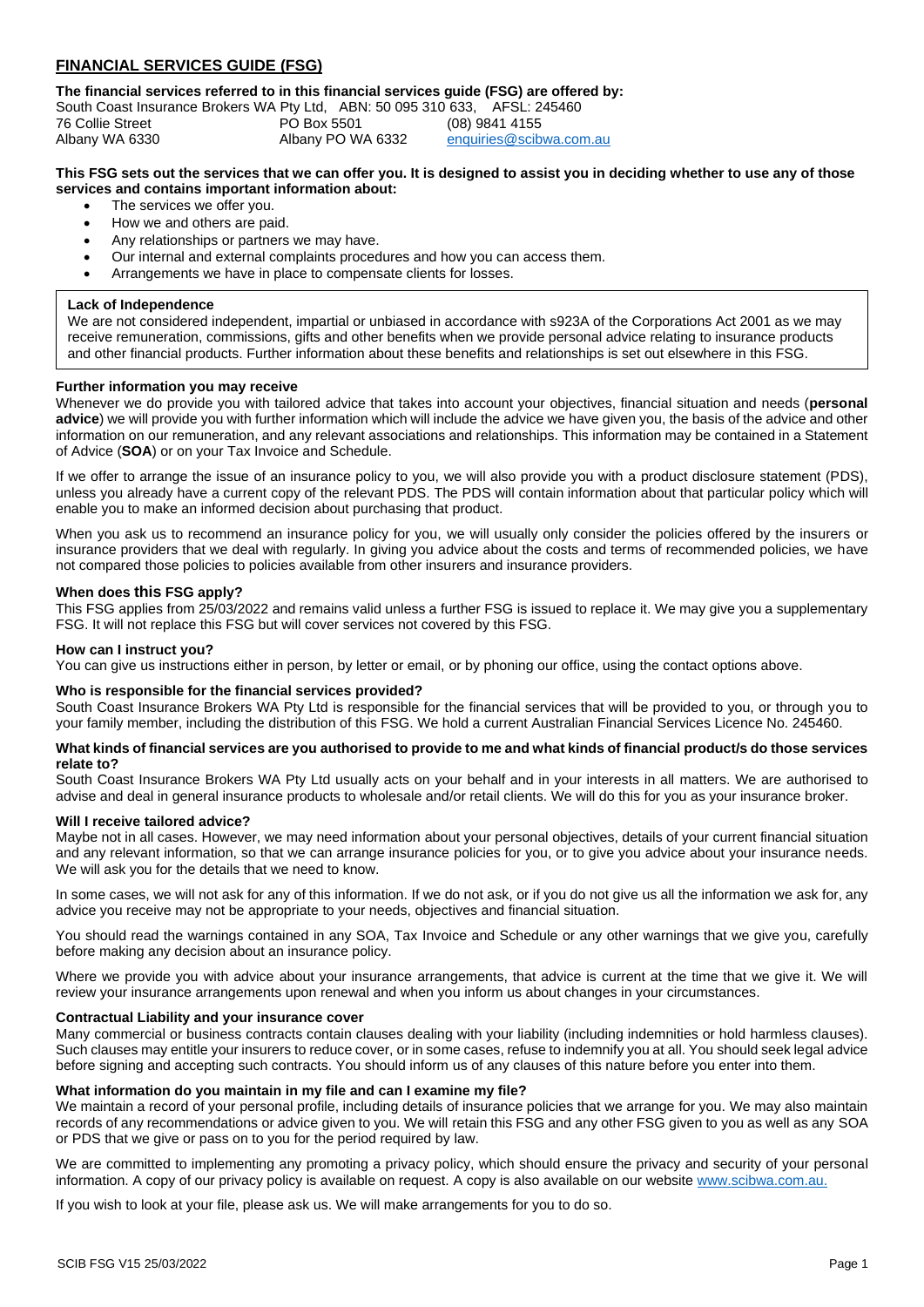## FINANCIAL SERVICES GUIDE (FSG)

**The financial services referred to in this financial services guide (FSG) are offered by:**

South Coast Insurance Brokers WA Pty Ltd, ABN: 50 095 310 633, AFSL: 245460

76 Collie Street | PO Box 5501 | (08) 9841 4155
Albany WA 6330 | Albany PO WA 6332 | enquiries@scibwa.com.au

**This FSG sets out the services that we can offer you. It is designed to assist you in deciding whether to use any of those services and contains important information about:**

- The services we offer you.
- How we and others are paid.
- Any relationships or partners we may have.
- Our internal and external complaints procedures and how you can access them.
- Arrangements we have in place to compensate clients for losses.

**Lack of Independence**

We are not considered independent, impartial or unbiased in accordance with s923A of the Corporations Act 2001 as we may receive remuneration, commissions, gifts and other benefits when we provide personal advice relating to insurance products and other financial products. Further information about these benefits and relationships is set out elsewhere in this FSG.

**Further information you may receive**

Whenever we do provide you with tailored advice that takes into account your objectives, financial situation and needs (**personal advice**) we will provide you with further information which will include the advice we have given you, the basis of the advice and other information on our remuneration, and any relevant associations and relationships. This information may be contained in a Statement of Advice (**SOA**) or on your Tax Invoice and Schedule.

If we offer to arrange the issue of an insurance policy to you, we will also provide you with a product disclosure statement (PDS), unless you already have a current copy of the relevant PDS. The PDS will contain information about that particular policy which will enable you to make an informed decision about purchasing that product.

When you ask us to recommend an insurance policy for you, we will usually only consider the policies offered by the insurers or insurance providers that we deal with regularly. In giving you advice about the costs and terms of recommended policies, we have not compared those policies to policies available from other insurers and insurance providers.

**When does this FSG apply?**

This FSG applies from 25/03/2022 and remains valid unless a further FSG is issued to replace it. We may give you a supplementary FSG. It will not replace this FSG but will cover services not covered by this FSG.

**How can I instruct you?**

You can give us instructions either in person, by letter or email, or by phoning our office, using the contact options above.

**Who is responsible for the financial services provided?**

South Coast Insurance Brokers WA Pty Ltd is responsible for the financial services that will be provided to you, or through you to your family member, including the distribution of this FSG. We hold a current Australian Financial Services Licence No. 245460.

**What kinds of financial services are you authorised to provide to me and what kinds of financial product/s do those services relate to?**

South Coast Insurance Brokers WA Pty Ltd usually acts on your behalf and in your interests in all matters. We are authorised to advise and deal in general insurance products to wholesale and/or retail clients. We will do this for you as your insurance broker.

**Will I receive tailored advice?**

Maybe not in all cases. However, we may need information about your personal objectives, details of your current financial situation and any relevant information, so that we can arrange insurance policies for you, or to give you advice about your insurance needs. We will ask you for the details that we need to know.

In some cases, we will not ask for any of this information. If we do not ask, or if you do not give us all the information we ask for, any advice you receive may not be appropriate to your needs, objectives and financial situation.

You should read the warnings contained in any SOA, Tax Invoice and Schedule or any other warnings that we give you, carefully before making any decision about an insurance policy.

Where we provide you with advice about your insurance arrangements, that advice is current at the time that we give it. We will review your insurance arrangements upon renewal and when you inform us about changes in your circumstances.

**Contractual Liability and your insurance cover**

Many commercial or business contracts contain clauses dealing with your liability (including indemnities or hold harmless clauses). Such clauses may entitle your insurers to reduce cover, or in some cases, refuse to indemnify you at all. You should seek legal advice before signing and accepting such contracts. You should inform us of any clauses of this nature before you enter into them.

**What information do you maintain in my file and can I examine my file?**

We maintain a record of your personal profile, including details of insurance policies that we arrange for you. We may also maintain records of any recommendations or advice given to you. We will retain this FSG and any other FSG given to you as well as any SOA or PDS that we give or pass on to you for the period required by law.

We are committed to implementing any promoting a privacy policy, which should ensure the privacy and security of your personal information. A copy of our privacy policy is available on request. A copy is also available on our website www.scibwa.com.au.

If you wish to look at your file, please ask us. We will make arrangements for you to do so.

SCIB FSG V15 25/03/2022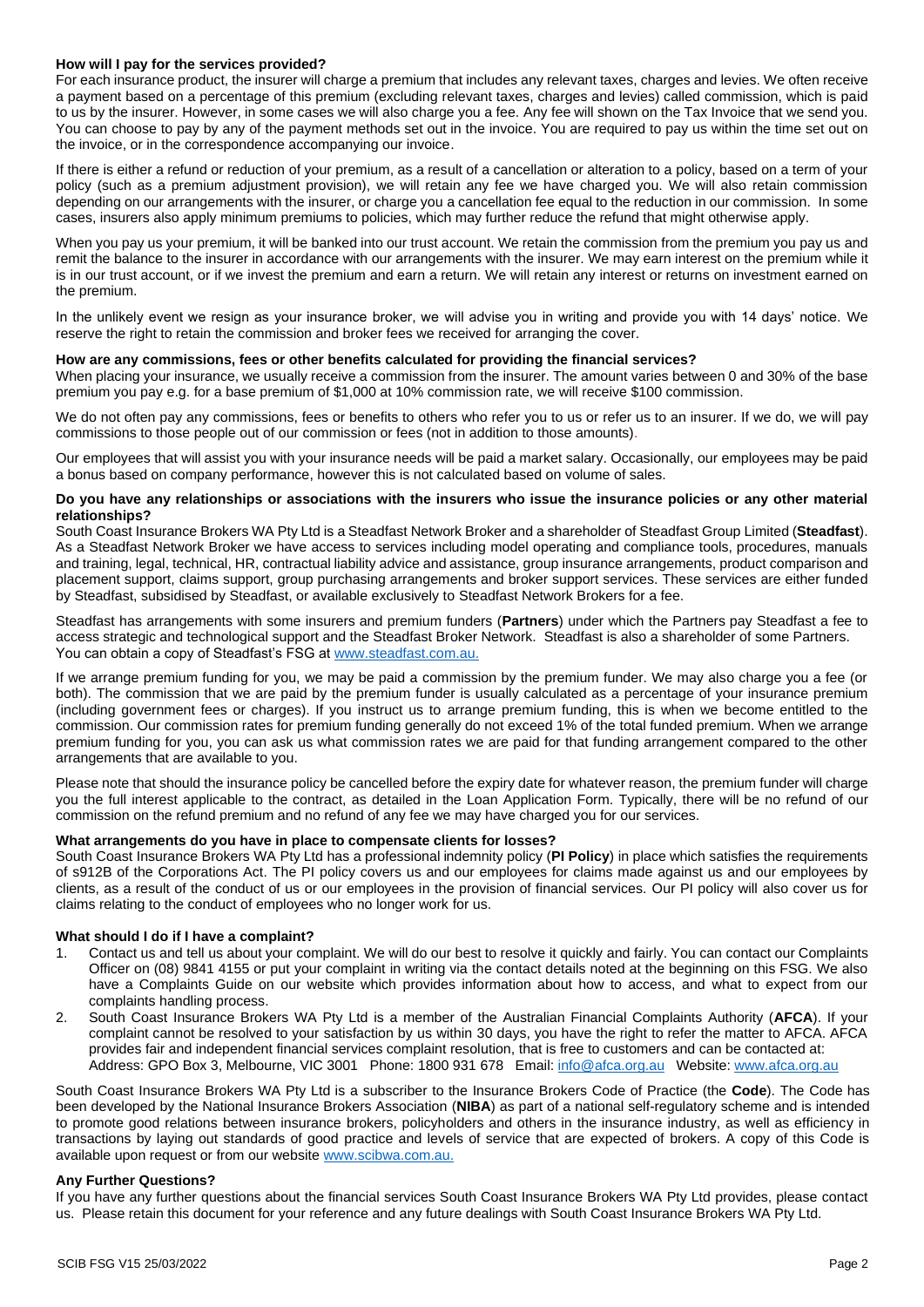**How will I pay for the services provided?**

For each insurance product, the insurer will charge a premium that includes any relevant taxes, charges and levies. We often receive a payment based on a percentage of this premium (excluding relevant taxes, charges and levies) called commission, which is paid to us by the insurer. However, in some cases we will also charge you a fee. Any fee will shown on the Tax Invoice that we send you. You can choose to pay by any of the payment methods set out in the invoice. You are required to pay us within the time set out on the invoice, or in the correspondence accompanying our invoice.

If there is either a refund or reduction of your premium, as a result of a cancellation or alteration to a policy, based on a term of your policy (such as a premium adjustment provision), we will retain any fee we have charged you. We will also retain commission depending on our arrangements with the insurer, or charge you a cancellation fee equal to the reduction in our commission. In some cases, insurers also apply minimum premiums to policies, which may further reduce the refund that might otherwise apply.

When you pay us your premium, it will be banked into our trust account. We retain the commission from the premium you pay us and remit the balance to the insurer in accordance with our arrangements with the insurer. We may earn interest on the premium while it is in our trust account, or if we invest the premium and earn a return. We will retain any interest or returns on investment earned on the premium.

In the unlikely event we resign as your insurance broker, we will advise you in writing and provide you with 14 days' notice. We reserve the right to retain the commission and broker fees we received for arranging the cover.

**How are any commissions, fees or other benefits calculated for providing the financial services?**

When placing your insurance, we usually receive a commission from the insurer. The amount varies between 0 and 30% of the base premium you pay e.g. for a base premium of $1,000 at 10% commission rate, we will receive $100 commission.

We do not often pay any commissions, fees or benefits to others who refer you to us or refer us to an insurer. If we do, we will pay commissions to those people out of our commission or fees (not in addition to those amounts).

Our employees that will assist you with your insurance needs will be paid a market salary. Occasionally, our employees may be paid a bonus based on company performance, however this is not calculated based on volume of sales.

**Do you have any relationships or associations with the insurers who issue the insurance policies or any other material relationships?**

South Coast Insurance Brokers WA Pty Ltd is a Steadfast Network Broker and a shareholder of Steadfast Group Limited (**Steadfast**). As a Steadfast Network Broker we have access to services including model operating and compliance tools, procedures, manuals and training, legal, technical, HR, contractual liability advice and assistance, group insurance arrangements, product comparison and placement support, claims support, group purchasing arrangements and broker support services. These services are either funded by Steadfast, subsidised by Steadfast, or available exclusively to Steadfast Network Brokers for a fee.

Steadfast has arrangements with some insurers and premium funders (**Partners**) under which the Partners pay Steadfast a fee to access strategic and technological support and the Steadfast Broker Network. Steadfast is also a shareholder of some Partners. You can obtain a copy of Steadfast's FSG at www.steadfast.com.au.

If we arrange premium funding for you, we may be paid a commission by the premium funder. We may also charge you a fee (or both). The commission that we are paid by the premium funder is usually calculated as a percentage of your insurance premium (including government fees or charges). If you instruct us to arrange premium funding, this is when we become entitled to the commission. Our commission rates for premium funding generally do not exceed 1% of the total funded premium. When we arrange premium funding for you, you can ask us what commission rates we are paid for that funding arrangement compared to the other arrangements that are available to you.

Please note that should the insurance policy be cancelled before the expiry date for whatever reason, the premium funder will charge you the full interest applicable to the contract, as detailed in the Loan Application Form. Typically, there will be no refund of our commission on the refund premium and no refund of any fee we may have charged you for our services.

**What arrangements do you have in place to compensate clients for losses?**

South Coast Insurance Brokers WA Pty Ltd has a professional indemnity policy (**PI Policy**) in place which satisfies the requirements of s912B of the Corporations Act. The PI policy covers us and our employees for claims made against us and our employees by clients, as a result of the conduct of us or our employees in the provision of financial services. Our PI policy will also cover us for claims relating to the conduct of employees who no longer work for us.

**What should I do if I have a complaint?**

1. Contact us and tell us about your complaint. We will do our best to resolve it quickly and fairly. You can contact our Complaints Officer on (08) 9841 4155 or put your complaint in writing via the contact details noted at the beginning on this FSG. We also have a Complaints Guide on our website which provides information about how to access, and what to expect from our complaints handling process.
2. South Coast Insurance Brokers WA Pty Ltd is a member of the Australian Financial Complaints Authority (**AFCA**). If your complaint cannot be resolved to your satisfaction by us within 30 days, you have the right to refer the matter to AFCA. AFCA provides fair and independent financial services complaint resolution, that is free to customers and can be contacted at:
   Address: GPO Box 3, Melbourne, VIC 3001 Phone: 1800 931 678 Email: info@afca.org.au Website: www.afca.org.au

South Coast Insurance Brokers WA Pty Ltd is a subscriber to the Insurance Brokers Code of Practice (the **Code**). The Code has been developed by the National Insurance Brokers Association (**NIBA**) as part of a national self-regulatory scheme and is intended to promote good relations between insurance brokers, policyholders and others in the insurance industry, as well as efficiency in transactions by laying out standards of good practice and levels of service that are expected of brokers. A copy of this Code is available upon request or from our website www.scibwa.com.au.

**Any Further Questions?**

If you have any further questions about the financial services South Coast Insurance Brokers WA Pty Ltd provides, please contact us. Please retain this document for your reference and any future dealings with South Coast Insurance Brokers WA Pty Ltd.